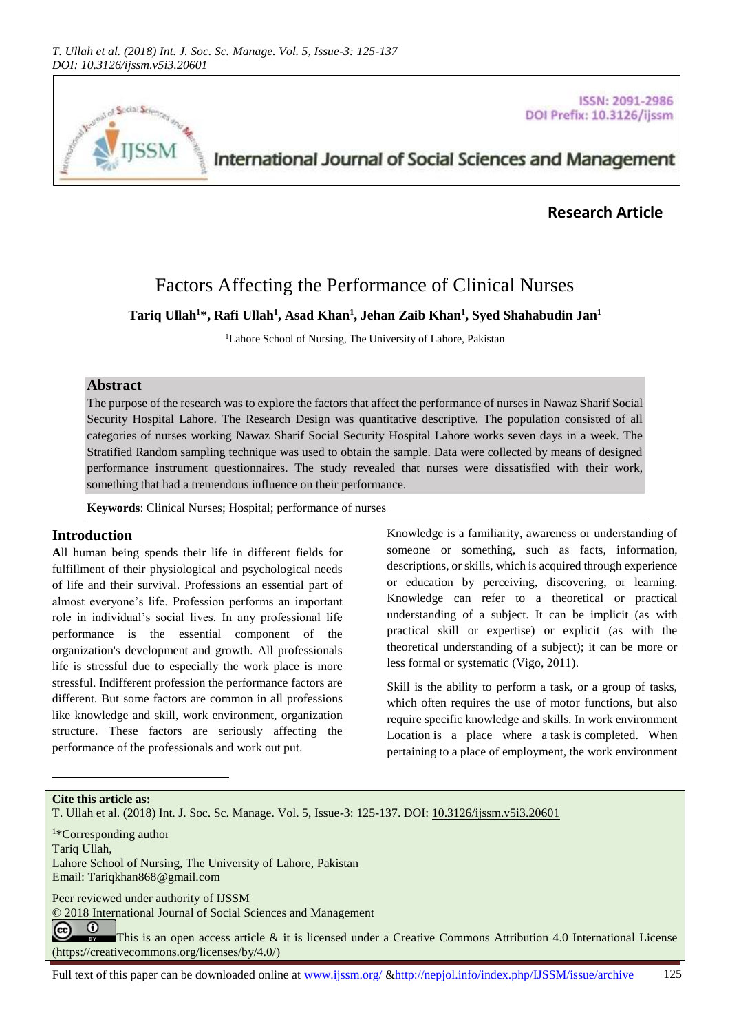Research Article

# Factors Affecting the Performance of Clinical Nurses

**Tariq Ullah[1]*, Rafi Ullah[1], Asad Khan[1], Jehan Zaib Khan[1], Syed Shahabudin Jan[1]**

[1]Lahore School of Nursing, The University of Lahore, Pakistan

## Abstract

The purpose of the research was to explore the factors that affect the performance of nurses in Nawaz Sharif Social Security Hospital Lahore. The Research Design was quantitative descriptive. The population consisted of all categories of nurses working Nawaz Sharif Social Security Hospital Lahore works seven days in a week. The Stratified Random sampling technique was used to obtain the sample. Data were collected by means of designed performance instrument questionnaires. The study revealed that nurses were dissatisfied with their work, something that had a tremendous influence on their performance.

**Keywords**: Clinical Nurses; Hospital; performance of nurses

## Introduction

**A**ll human being spends their life in different fields for fulfillment of their physiological and psychological needs of life and their survival. Professions an essential part of almost everyone's life. Profession performs an important role in individual's social lives. In any professional life performance is the essential component of the organization's development and growth. All professionals life is stressful due to especially the work place is more stressful. Indifferent profession the performance factors are different. But some factors are common in all professions like knowledge and skill, work environment, organization structure. These factors are seriously affecting the performance of the professionals and work out put.

Knowledge is a familiarity, awareness or understanding of someone or something, such as facts, information, descriptions, or skills, which is acquired through experience or education by perceiving, discovering, or learning. Knowledge can refer to a theoretical or practical understanding of a subject. It can be implicit (as with practical skill or expertise) or explicit (as with the theoretical understanding of a subject); it can be more or less formal or systematic (Vigo, 2011).

Skill is the ability to perform a task, or a group of tasks, which often requires the use of motor functions, but also require specific knowledge and skills. In work environment Location is a place where a task is completed. When pertaining to a place of employment, the work environment

---

**Cite this article as:**
T. Ullah et al. (2018) Int. J. Soc. Sc. Manage. Vol. 5, Issue-3: 125-137. DOI: 10.3126/ijssm.v5i3.20601

[1]*Corresponding author
Tariq Ullah,
Lahore School of Nursing, The University of Lahore, Pakistan
Email: Tariqkhan868@gmail.com

Peer reviewed under authority of IJSSM
© 2018 International Journal of Social Sciences and Management
This is an open access article & it is licensed under a Creative Commons Attribution 4.0 International License (https://creativecommons.org/licenses/by/4.0/)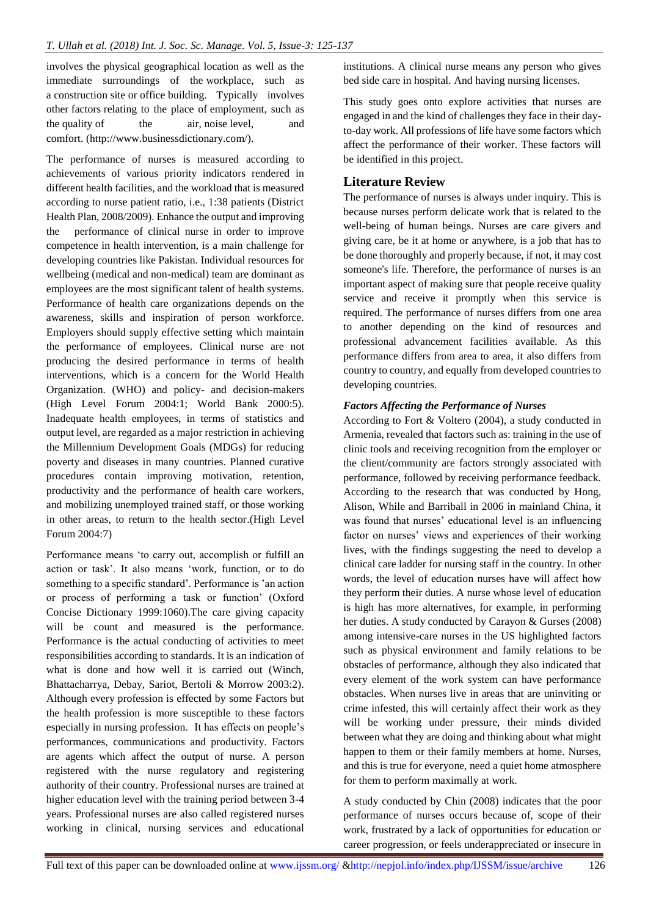involves the physical geographical location as well as the immediate surroundings of the workplace, such as a construction site or office building. Typically involves other factors relating to the place of employment, such as the quality of the air, noise level, and comfort. (http://www.businessdictionary.com/).

The performance of nurses is measured according to achievements of various priority indicators rendered in different health facilities, and the workload that is measured according to nurse patient ratio, i.e., 1:38 patients (District Health Plan, 2008/2009). Enhance the output and improving the performance of clinical nurse in order to improve competence in health intervention, is a main challenge for developing countries like Pakistan. Individual resources for wellbeing (medical and non-medical) team are dominant as employees are the most significant talent of health systems. Performance of health care organizations depends on the awareness, skills and inspiration of person workforce. Employers should supply effective setting which maintain the performance of employees. Clinical nurse are not producing the desired performance in terms of health interventions, which is a concern for the World Health Organization. (WHO) and policy- and decision-makers (High Level Forum 2004:1; World Bank 2000:5). Inadequate health employees, in terms of statistics and output level, are regarded as a major restriction in achieving the Millennium Development Goals (MDGs) for reducing poverty and diseases in many countries. Planned curative procedures contain improving motivation, retention, productivity and the performance of health care workers, and mobilizing unemployed trained staff, or those working in other areas, to return to the health sector.(High Level Forum 2004:7)

Performance means 'to carry out, accomplish or fulfill an action or task'. It also means 'work, function, or to do something to a specific standard'. Performance is 'an action or process of performing a task or function' (Oxford Concise Dictionary 1999:1060).The care giving capacity will be count and measured is the performance. Performance is the actual conducting of activities to meet responsibilities according to standards. It is an indication of what is done and how well it is carried out (Winch, Bhattacharrya, Debay, Sariot, Bertoli & Morrow 2003:2). Although every profession is effected by some Factors but the health profession is more susceptible to these factors especially in nursing profession. It has effects on people's performances, communications and productivity. Factors are agents which affect the output of nurse. A person registered with the nurse regulatory and registering authority of their country. Professional nurses are trained at higher education level with the training period between 3-4 years. Professional nurses are also called registered nurses working in clinical, nursing services and educational institutions. A clinical nurse means any person who gives bed side care in hospital. And having nursing licenses.

This study goes onto explore activities that nurses are engaged in and the kind of challenges they face in their day-to-day work. All professions of life have some factors which affect the performance of their worker. These factors will be identified in this project.

## Literature Review

The performance of nurses is always under inquiry. This is because nurses perform delicate work that is related to the well-being of human beings. Nurses are care givers and giving care, be it at home or anywhere, is a job that has to be done thoroughly and properly because, if not, it may cost someone's life. Therefore, the performance of nurses is an important aspect of making sure that people receive quality service and receive it promptly when this service is required. The performance of nurses differs from one area to another depending on the kind of resources and professional advancement facilities available. As this performance differs from area to area, it also differs from country to country, and equally from developed countries to developing countries.

### *Factors Affecting the Performance of Nurses*

According to Fort & Voltero (2004), a study conducted in Armenia, revealed that factors such as: training in the use of clinic tools and receiving recognition from the employer or the client/community are factors strongly associated with performance, followed by receiving performance feedback. According to the research that was conducted by Hong, Alison, While and Barriball in 2006 in mainland China, it was found that nurses' educational level is an influencing factor on nurses' views and experiences of their working lives, with the findings suggesting the need to develop a clinical care ladder for nursing staff in the country. In other words, the level of education nurses have will affect how they perform their duties. A nurse whose level of education is high has more alternatives, for example, in performing her duties. A study conducted by Carayon & Gurses (2008) among intensive-care nurses in the US highlighted factors such as physical environment and family relations to be obstacles of performance, although they also indicated that every element of the work system can have performance obstacles. When nurses live in areas that are uninviting or crime infested, this will certainly affect their work as they will be working under pressure, their minds divided between what they are doing and thinking about what might happen to them or their family members at home. Nurses, and this is true for everyone, need a quiet home atmosphere for them to perform maximally at work.

A study conducted by Chin (2008) indicates that the poor performance of nurses occurs because of, scope of their work, frustrated by a lack of opportunities for education or career progression, or feels underappreciated or insecure in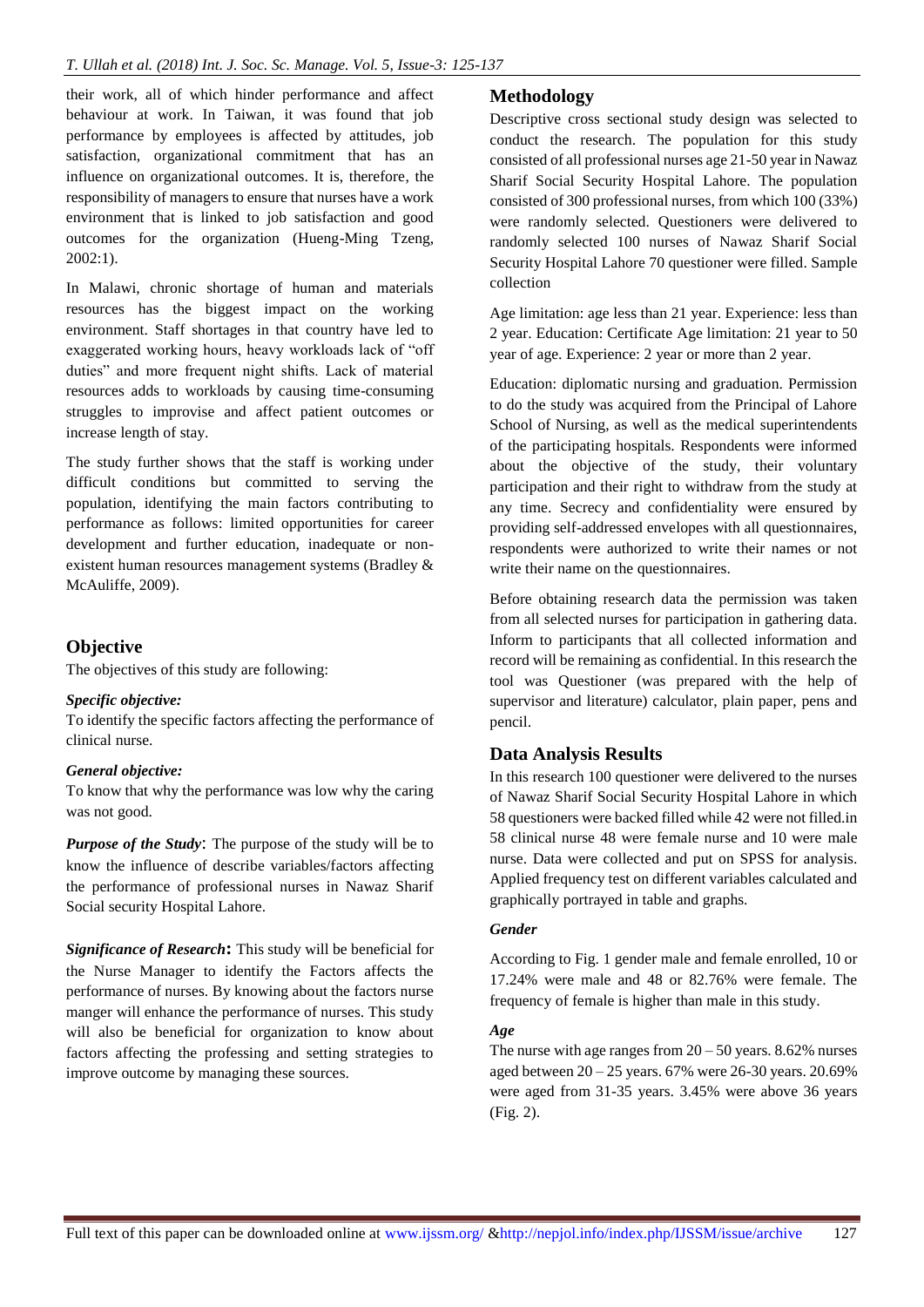their work, all of which hinder performance and affect behaviour at work. In Taiwan, it was found that job performance by employees is affected by attitudes, job satisfaction, organizational commitment that has an influence on organizational outcomes. It is, therefore, the responsibility of managers to ensure that nurses have a work environment that is linked to job satisfaction and good outcomes for the organization (Hueng-Ming Tzeng, 2002:1).

In Malawi, chronic shortage of human and materials resources has the biggest impact on the working environment. Staff shortages in that country have led to exaggerated working hours, heavy workloads lack of "off duties" and more frequent night shifts. Lack of material resources adds to workloads by causing time-consuming struggles to improvise and affect patient outcomes or increase length of stay.

The study further shows that the staff is working under difficult conditions but committed to serving the population, identifying the main factors contributing to performance as follows: limited opportunities for career development and further education, inadequate or non-existent human resources management systems (Bradley & McAuliffe, 2009).

## Objective

The objectives of this study are following:

***Specific objective:***

To identify the specific factors affecting the performance of clinical nurse.

***General objective:***

To know that why the performance was low why the caring was not good.

***Purpose of the Study***: The purpose of the study will be to know the influence of describe variables/factors affecting the performance of professional nurses in Nawaz Sharif Social security Hospital Lahore.

***Significance of Research*****:** This study will be beneficial for the Nurse Manager to identify the Factors affects the performance of nurses. By knowing about the factors nurse manger will enhance the performance of nurses. This study will also be beneficial for organization to know about factors affecting the professing and setting strategies to improve outcome by managing these sources.

## Methodology

Descriptive cross sectional study design was selected to conduct the research. The population for this study consisted of all professional nurses age 21-50 year in Nawaz Sharif Social Security Hospital Lahore. The population consisted of 300 professional nurses, from which 100 (33%) were randomly selected. Questioners were delivered to randomly selected 100 nurses of Nawaz Sharif Social Security Hospital Lahore 70 questioner were filled. Sample collection

Age limitation: age less than 21 year. Experience: less than 2 year. Education: Certificate Age limitation: 21 year to 50 year of age. Experience: 2 year or more than 2 year.

Education: diplomatic nursing and graduation. Permission to do the study was acquired from the Principal of Lahore School of Nursing, as well as the medical superintendents of the participating hospitals. Respondents were informed about the objective of the study, their voluntary participation and their right to withdraw from the study at any time. Secrecy and confidentiality were ensured by providing self-addressed envelopes with all questionnaires, respondents were authorized to write their names or not write their name on the questionnaires.

Before obtaining research data the permission was taken from all selected nurses for participation in gathering data. Inform to participants that all collected information and record will be remaining as confidential. In this research the tool was Questioner (was prepared with the help of supervisor and literature) calculator, plain paper, pens and pencil.

## Data Analysis Results

In this research 100 questioner were delivered to the nurses of Nawaz Sharif Social Security Hospital Lahore in which 58 questioners were backed filled while 42 were not filled.in 58 clinical nurse 48 were female nurse and 10 were male nurse. Data were collected and put on SPSS for analysis. Applied frequency test on different variables calculated and graphically portrayed in table and graphs.

### *Gender*

According to Fig. 1 gender male and female enrolled, 10 or 17.24% were male and 48 or 82.76% were female. The frequency of female is higher than male in this study.

### *Age*

The nurse with age ranges from 20 – 50 years. 8.62% nurses aged between 20 – 25 years. 67% were 26-30 years. 20.69% were aged from 31-35 years. 3.45% were above 36 years (Fig. 2).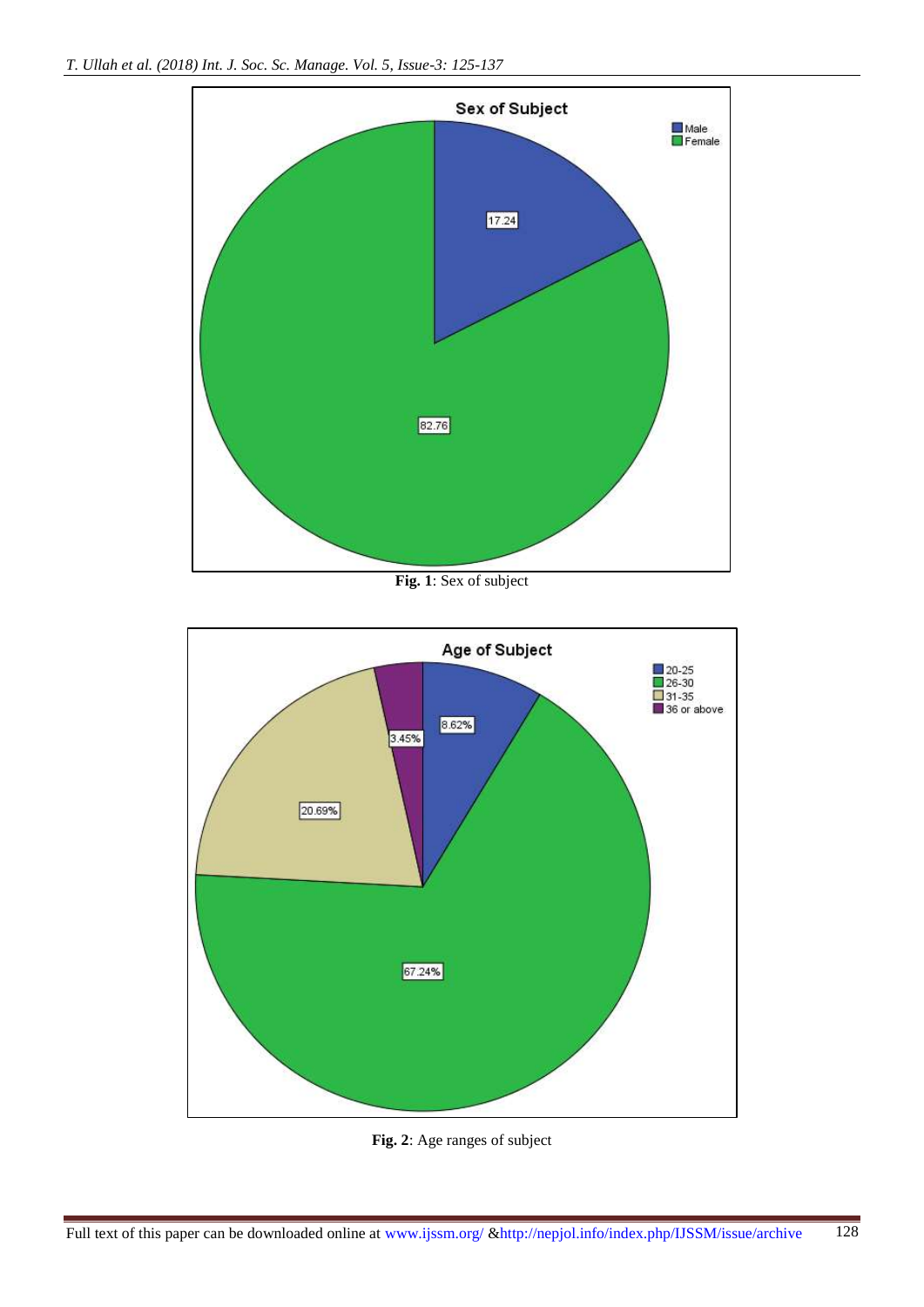**Fig. 1**: Sex of subject

**Fig. 2**: Age ranges of subject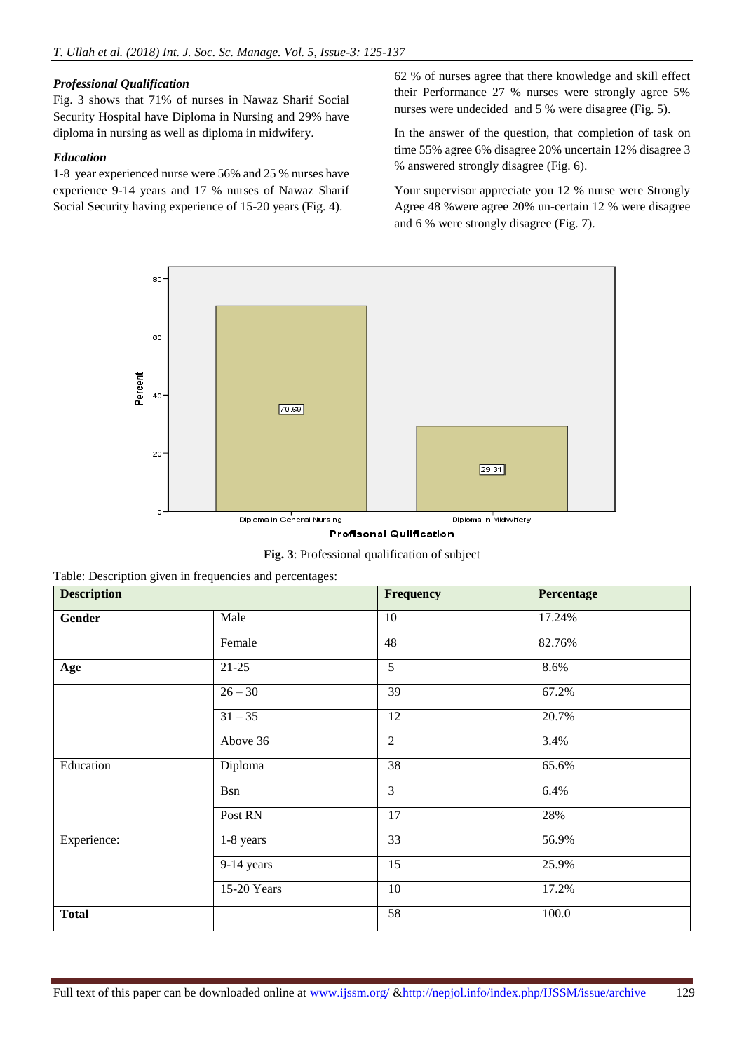***Professional Qualification***

Fig. 3 shows that 71% of nurses in Nawaz Sharif Social Security Hospital have Diploma in Nursing and 29% have diploma in nursing as well as diploma in midwifery.

***Education***

1-8 year experienced nurse were 56% and 25 % nurses have experience 9-14 years and 17 % nurses of Nawaz Sharif Social Security having experience of 15-20 years (Fig. 4).

62 % of nurses agree that there knowledge and skill effect their Performance 27 % nurses were strongly agree 5% nurses were undecided and 5 % were disagree (Fig. 5).

In the answer of the question, that completion of task on time 55% agree 6% disagree 20% uncertain 12% disagree 3 % answered strongly disagree (Fig. 6).

Your supervisor appreciate you 12 % nurse were Strongly Agree 48 %were agree 20% un-certain 12 % were disagree and 6 % were strongly disagree (Fig. 7).

**Fig. 3**: Professional qualification of subject

Table: Description given in frequencies and percentages:

| **Description** | | **Frequency** | **Percentage** |
|---|---|---|---|
| **Gender** | Male | 10 | 17.24% |
| | Female | 48 | 82.76% |
| **Age** | 21-25 | 5 | 8.6% |
| | 26 – 30 | 39 | 67.2% |
| | 31 – 35 | 12 | 20.7% |
| | Above 36 | 2 | 3.4% |
| Education | Diploma | 38 | 65.6% |
| | Bsn | 3 | 6.4% |
| | Post RN | 17 | 28% |
| Experience: | 1-8 years | 33 | 56.9% |
| | 9-14 years | 15 | 25.9% |
| | 15-20 Years | 10 | 17.2% |
| **Total** | | 58 | 100.0 |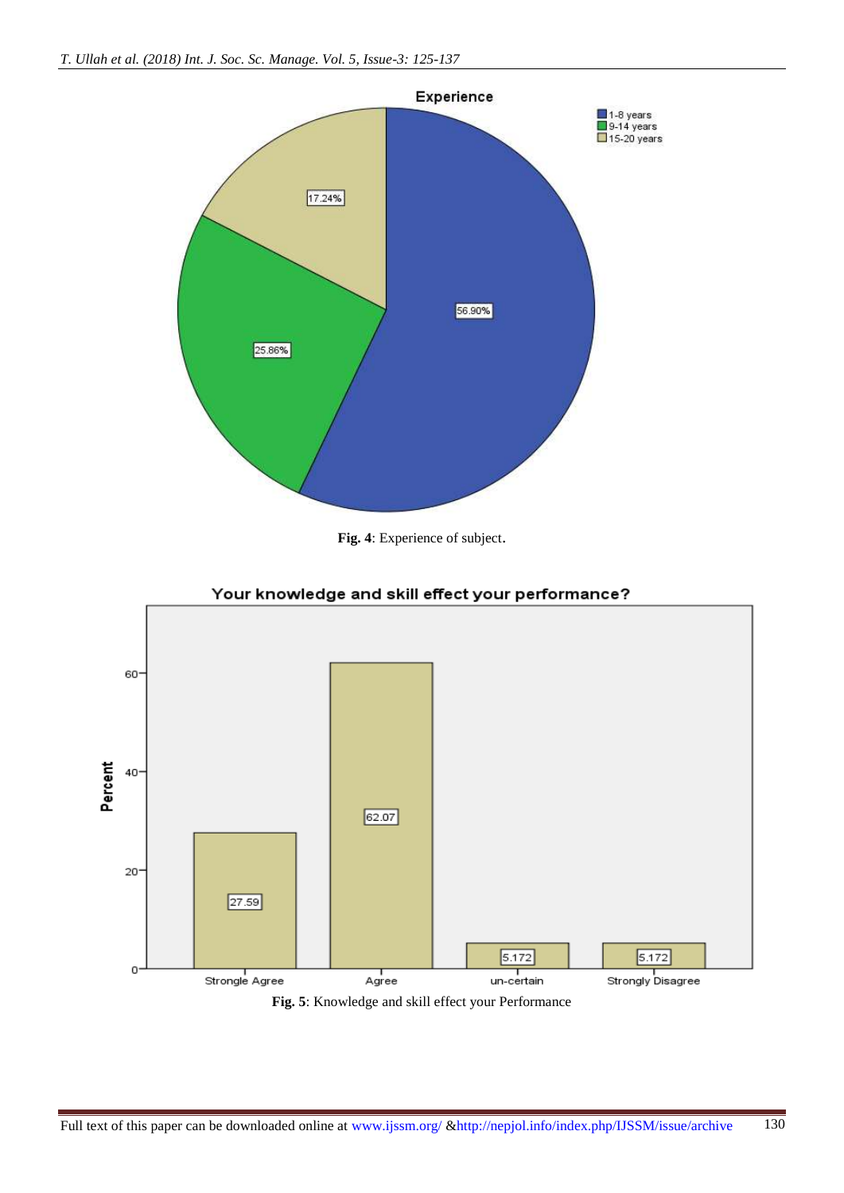Fig. 4: Experience of subject.

Fig. 5: Knowledge and skill effect your Performance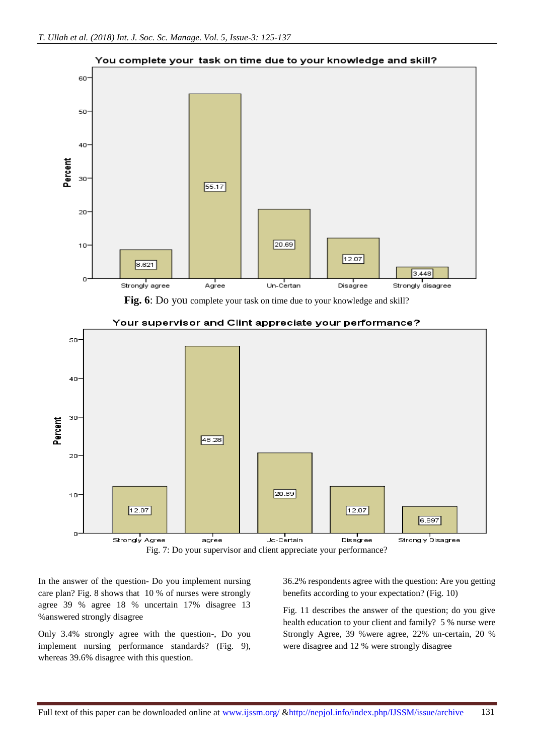**Fig. 6**: Do you complete your task on time due to your knowledge and skill?

Fig. 7: Do your supervisor and client appreciate your performance?

In the answer of the question- Do you implement nursing care plan? Fig. 8 shows that 10 % of nurses were strongly agree 39 % agree 18 % uncertain 17% disagree 13 %answered strongly disagree

Only 3.4% strongly agree with the question-, Do you implement nursing performance standards? (Fig. 9), whereas 39.6% disagree with this question.

36.2% respondents agree with the question: Are you getting benefits according to your expectation? (Fig. 10)

Fig. 11 describes the answer of the question; do you give health education to your client and family? 5 % nurse were Strongly Agree, 39 %were agree, 22% un-certain, 20 % were disagree and 12 % were strongly disagree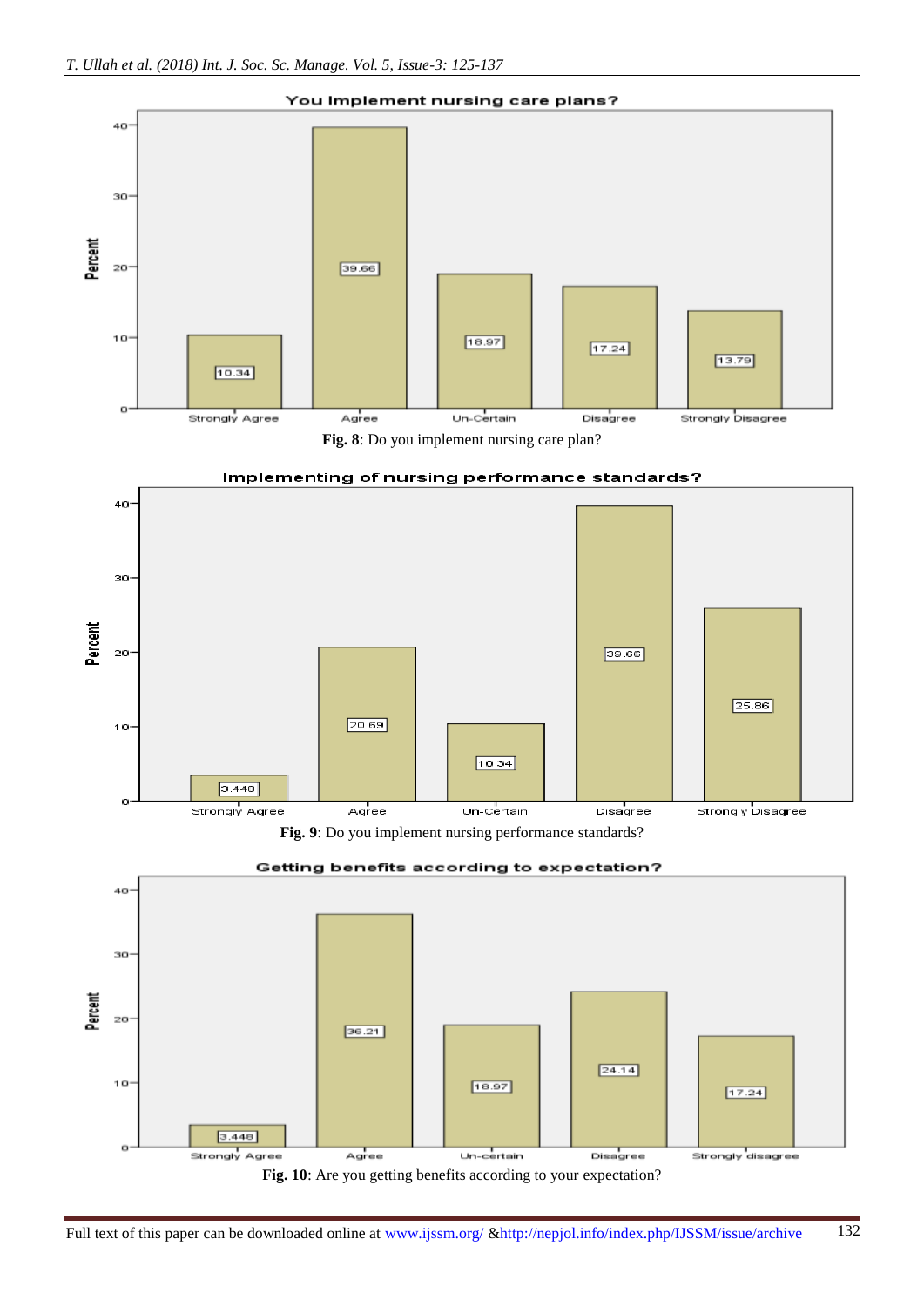**You Implement nursing care plans?**

| Response | Percent |
|---|---|
| Strongly Agree | 10.34 |
| Agree | 39.66 |
| Un-Certain | 18.97 |
| Disagree | 17.24 |
| Strongly Disagree | 13.79 |

**Fig. 8**: Do you implement nursing care plan?

**Implementing of nursing performance standards?**

| Response | Percent |
|---|---|
| Strongly Agree | 3.448 |
| Agree | 20.69 |
| Un-Certain | 10.34 |
| Disagree | 39.66 |
| Strongly Disagree | 25.86 |

**Fig. 9**: Do you implement nursing performance standards?

**Getting benefits according to expectation?**

| Response | Percent |
|---|---|
| Strongly Agree | 3.448 |
| Agree | 36.21 |
| Un-certain | 18.97 |
| Disagree | 24.14 |
| Strongly disagree | 17.24 |

**Fig. 10**: Are you getting benefits according to your expectation?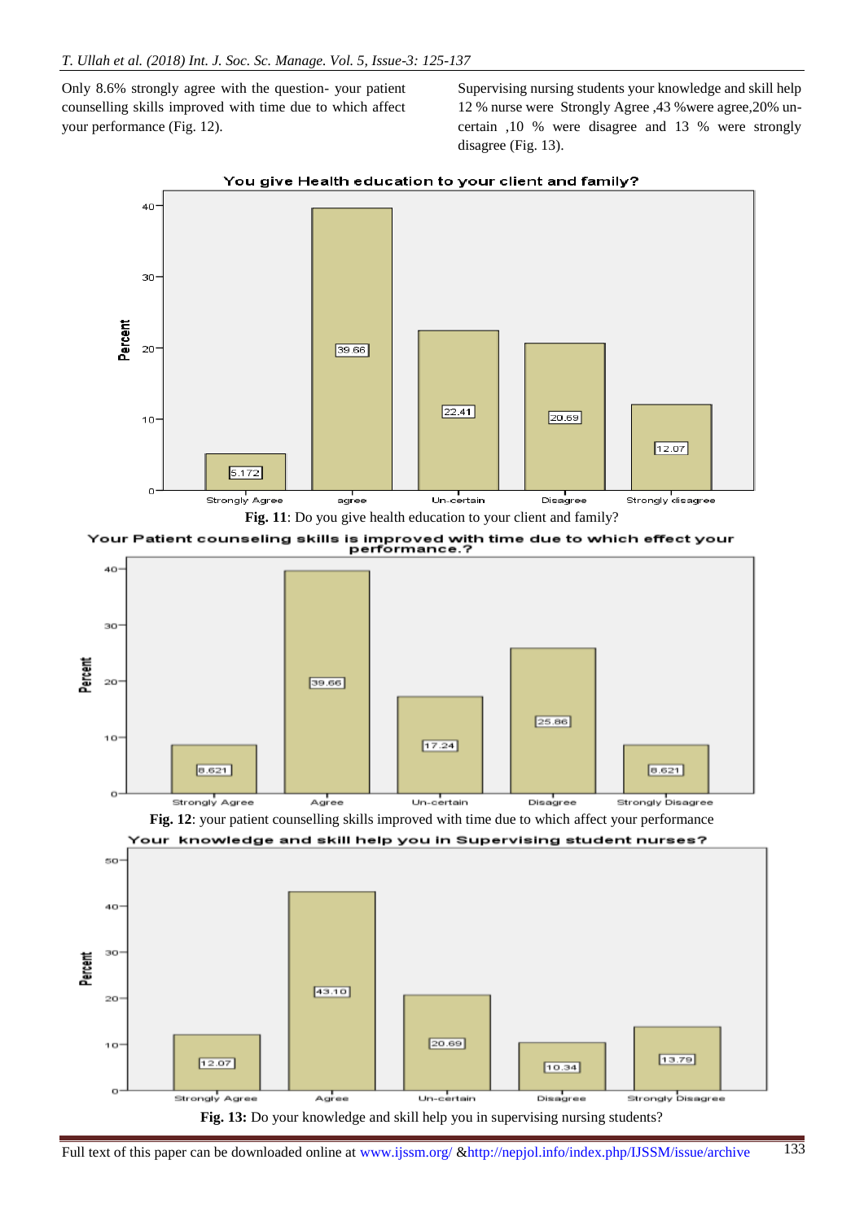Only 8.6% strongly agree with the question- your patient counselling skills improved with time due to which affect your performance (Fig. 12).

Supervising nursing students your knowledge and skill help 12 % nurse were Strongly Agree ,43 %were agree,20% un-certain ,10 % were disagree and 13 % were strongly disagree (Fig. 13).

**Fig. 11**: Do you give health education to your client and family?

**Fig. 12**: your patient counselling skills improved with time due to which affect your performance

**Fig. 13:** Do your knowledge and skill help you in supervising nursing students?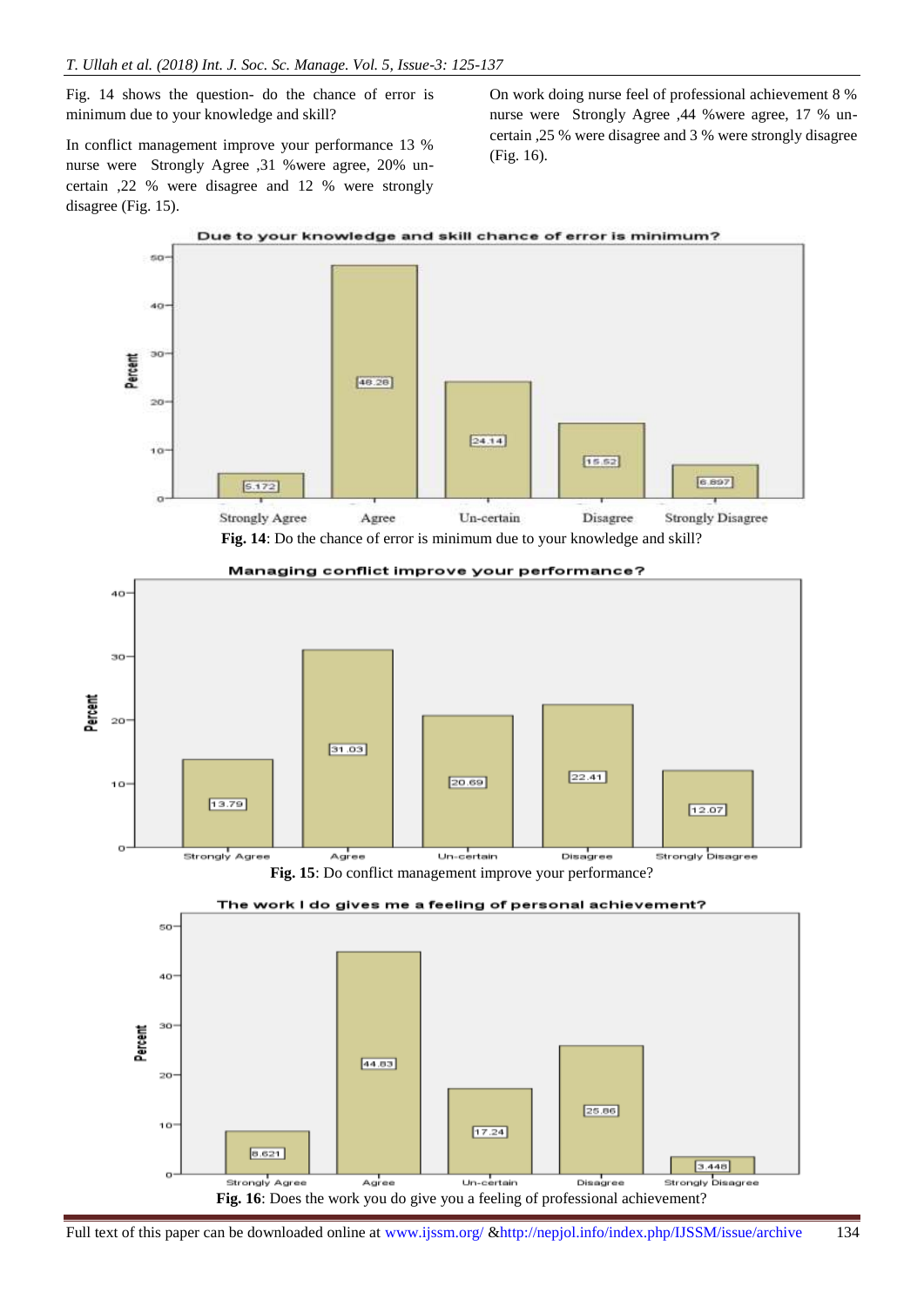Fig. 14 shows the question- do the chance of error is minimum due to your knowledge and skill?

In conflict management improve your performance 13 % nurse were Strongly Agree ,31 %were agree, 20% un-certain ,22 % were disagree and 12 % were strongly disagree (Fig. 15).

On work doing nurse feel of professional achievement 8 % nurse were Strongly Agree ,44 %were agree, 17 % un-certain ,25 % were disagree and 3 % were strongly disagree (Fig. 16).

**Fig. 14**: Do the chance of error is minimum due to your knowledge and skill?

**Fig. 15**: Do conflict management improve your performance?

**Fig. 16**: Does the work you do give you a feeling of professional achievement?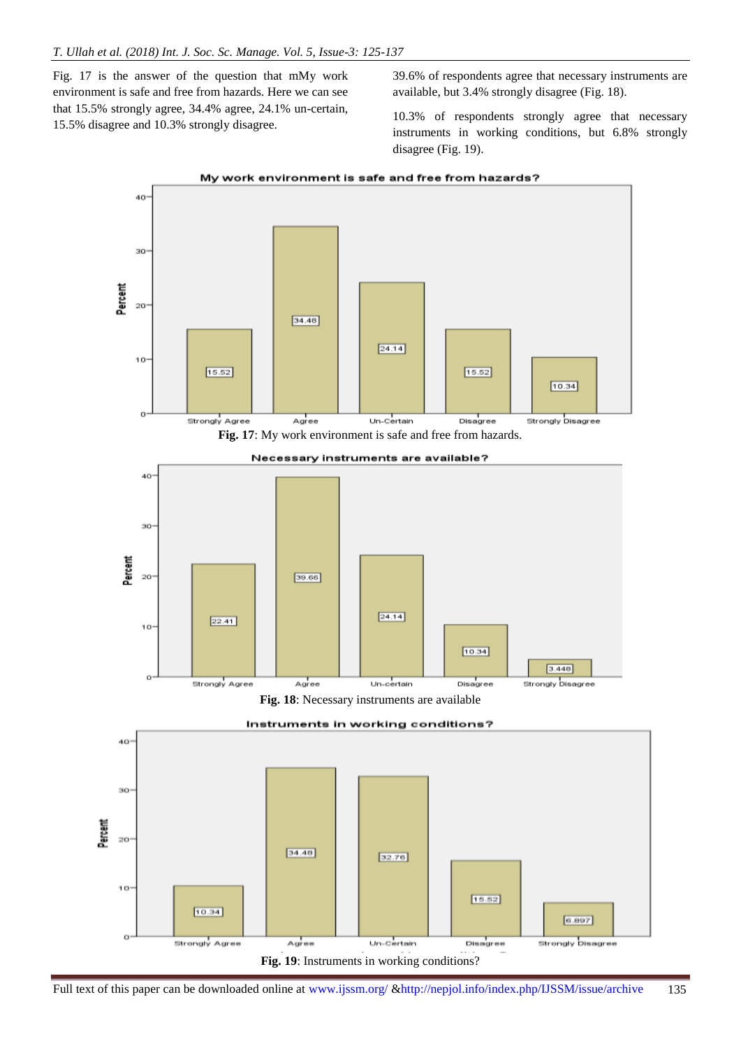Fig. 17 is the answer of the question that mMy work environment is safe and free from hazards. Here we can see that 15.5% strongly agree, 34.4% agree, 24.1% un-certain, 15.5% disagree and 10.3% strongly disagree.

39.6% of respondents agree that necessary instruments are available, but 3.4% strongly disagree (Fig. 18).

10.3% of respondents strongly agree that necessary instruments in working conditions, but 6.8% strongly disagree (Fig. 19).

**Fig. 17**: My work environment is safe and free from hazards.

**Fig. 18**: Necessary instruments are available

**Fig. 19**: Instruments in working conditions?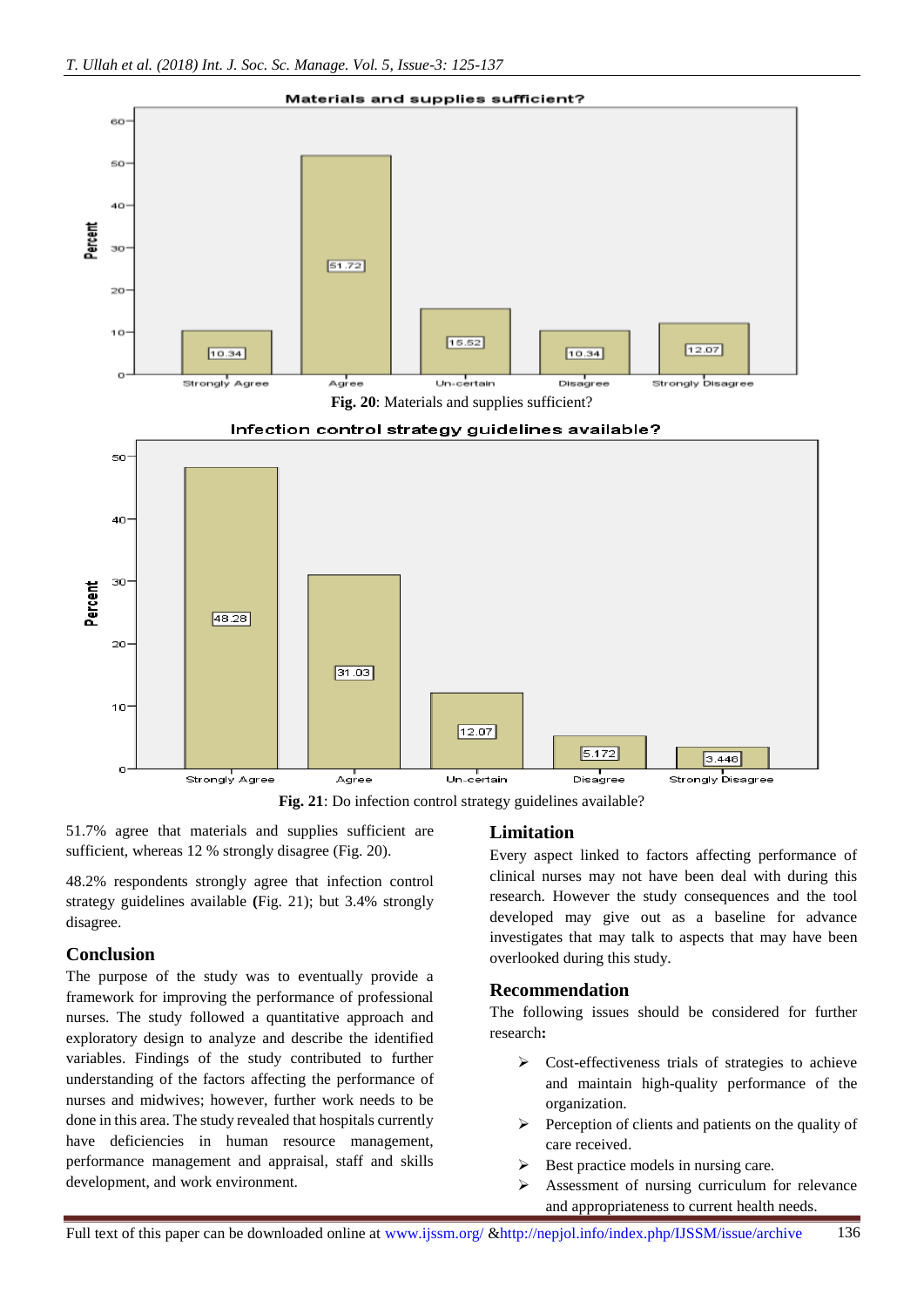Fig. 20: Materials and supplies sufficient?

Fig. 21: Do infection control strategy guidelines available?

51.7% agree that materials and supplies sufficient are sufficient, whereas 12 % strongly disagree (Fig. 20).

48.2% respondents strongly agree that infection control strategy guidelines available (Fig. 21); but 3.4% strongly disagree.

## Conclusion

The purpose of the study was to eventually provide a framework for improving the performance of professional nurses. The study followed a quantitative approach and exploratory design to analyze and describe the identified variables. Findings of the study contributed to further understanding of the factors affecting the performance of nurses and midwives; however, further work needs to be done in this area. The study revealed that hospitals currently have deficiencies in human resource management, performance management and appraisal, staff and skills development, and work environment.

## Limitation

Every aspect linked to factors affecting performance of clinical nurses may not have been deal with during this research. However the study consequences and the tool developed may give out as a baseline for advance investigates that may talk to aspects that may have been overlooked during this study.

## Recommendation

The following issues should be considered for further research:

- Cost-effectiveness trials of strategies to achieve and maintain high-quality performance of the organization.
- Perception of clients and patients on the quality of care received.
- Best practice models in nursing care.
- Assessment of nursing curriculum for relevance and appropriateness to current health needs.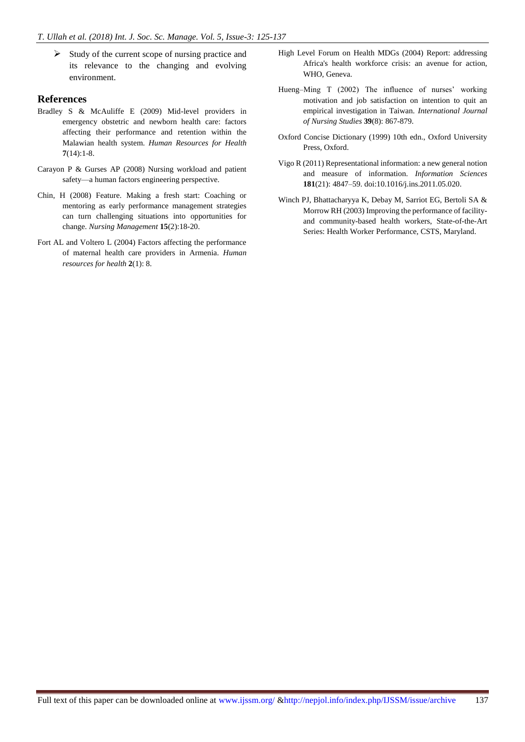- Study of the current scope of nursing practice and its relevance to the changing and evolving environment.

## References

Bradley S & McAuliffe E (2009) Mid-level providers in emergency obstetric and newborn health care: factors affecting their performance and retention within the Malawian health system. *Human Resources for Health* **7**(14):1-8.

Carayon P & Gurses AP (2008) Nursing workload and patient safety—a human factors engineering perspective.

Chin, H (2008) Feature. Making a fresh start: Coaching or mentoring as early performance management strategies can turn challenging situations into opportunities for change. *Nursing Management* **15**(2):18-20.

Fort AL and Voltero L (2004) Factors affecting the performance of maternal health care providers in Armenia. *Human resources for health* **2**(1): 8.

High Level Forum on Health MDGs (2004) Report: addressing Africa's health workforce crisis: an avenue for action, WHO, Geneva.

Hueng–Ming T (2002) The influence of nurses' working motivation and job satisfaction on intention to quit an empirical investigation in Taiwan. *International Journal of Nursing Studies* **39**(8): 867-879.

Oxford Concise Dictionary (1999) 10th edn., Oxford University Press, Oxford.

Vigo R (2011) Representational information: a new general notion and measure of information. *Information Sciences* **181**(21): 4847–59. doi:10.1016/j.ins.2011.05.020.

Winch PJ, Bhattacharyya K, Debay M, Sarriot EG, Bertoli SA & Morrow RH (2003) Improving the performance of facility- and community-based health workers, State-of-the-Art Series: Health Worker Performance, CSTS, Maryland.